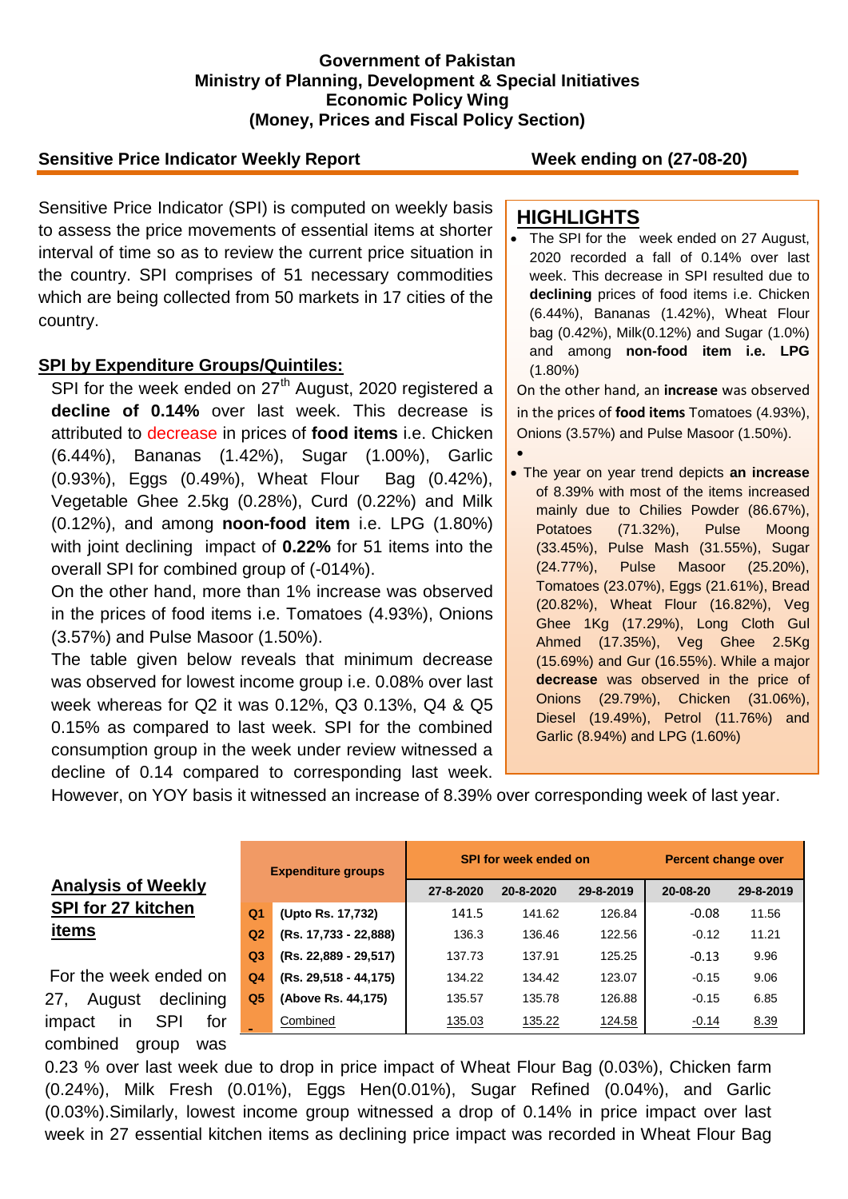**Government of Pakistan**
**Ministry of Planning, Development & Special Initiatives**
**Economic Policy Wing**
**(Money, Prices and Fiscal Policy Section)**

**Sensitive Price Indicator Weekly Report** **Week ending on (27-08-20)**

Sensitive Price Indicator (SPI) is computed on weekly basis to assess the price movements of essential items at shorter interval of time so as to review the current price situation in the country. SPI comprises of 51 necessary commodities which are being collected from 50 markets in 17 cities of the country.

## HIGHLIGHTS

- The SPI for the week ended on 27 August, 2020 recorded a fall of 0.14% over last week. This decrease in SPI resulted due to **declining** prices of food items i.e. Chicken (6.44%), Bananas (1.42%), Wheat Flour bag (0.42%), Milk(0.12%) and Sugar (1.0%) and among **non-food item i.e. LPG** (1.80%)

On the other hand, an **increase** was observed in the prices of **food items** Tomatoes (4.93%), Onions (3.57%) and Pulse Masoor (1.50%).

- The year on year trend depicts **an increase** of 8.39% with most of the items increased mainly due to Chilies Powder (86.67%), Potatoes (71.32%), Pulse Moong (33.45%), Pulse Mash (31.55%), Sugar (24.77%), Pulse Masoor (25.20%), Tomatoes (23.07%), Eggs (21.61%), Bread (20.82%), Wheat Flour (16.82%), Veg Ghee 1Kg (17.29%), Long Cloth Gul Ahmed (17.35%), Veg Ghee 2.5Kg (15.69%) and Gur (16.55%). While a major **decrease** was observed in the price of Onions (29.79%), Chicken (31.06%), Diesel (19.49%), Petrol (11.76%) and Garlic (8.94%) and LPG (1.60%)

## SPI by Expenditure Groups/Quintiles:

SPI for the week ended on 27th August, 2020 registered a **decline of 0.14%** over last week. This decrease is attributed to decrease in prices of **food items** i.e. Chicken (6.44%), Bananas (1.42%), Sugar (1.00%), Garlic (0.93%), Eggs (0.49%), Wheat Flour Bag (0.42%), Vegetable Ghee 2.5kg (0.28%), Curd (0.22%) and Milk (0.12%), and among **noon-food item** i.e. LPG (1.80%) with joint declining impact of **0.22%** for 51 items into the overall SPI for combined group of (-014%).

On the other hand, more than 1% increase was observed in the prices of food items i.e. Tomatoes (4.93%), Onions (3.57%) and Pulse Masoor (1.50%).

The table given below reveals that minimum decrease was observed for lowest income group i.e. 0.08% over last week whereas for Q2 it was 0.12%, Q3 0.13%, Q4 & Q5 0.15% as compared to last week. SPI for the combined consumption group in the week under review witnessed a decline of 0.14 compared to corresponding last week. However, on YOY basis it witnessed an increase of 8.39% over corresponding week of last year.

| Expenditure groups | | SPI for week ended on | | | Percent change over | |
|---|---|---|---|---|---|---|
| | | 27-8-2020 | 20-8-2020 | 29-8-2019 | 20-08-20 | 29-8-2019 |
| Q1 | (Upto Rs. 17,732) | 141.5 | 141.62 | 126.84 | -0.08 | 11.56 |
| Q2 | (Rs. 17,733 - 22,888) | 136.3 | 136.46 | 122.56 | -0.12 | 11.21 |
| Q3 | (Rs. 22,889 - 29,517) | 137.73 | 137.91 | 125.25 | -0.13 | 9.96 |
| Q4 | (Rs. 29,518 - 44,175) | 134.22 | 134.42 | 123.07 | -0.15 | 9.06 |
| Q5 | (Above Rs. 44,175) | 135.57 | 135.78 | 126.88 | -0.15 | 6.85 |
| | Combined | 135.03 | 135.22 | 124.58 | -0.14 | 8.39 |

## Analysis of Weekly SPI for 27 kitchen items

For the week ended on 27, August declining impact in SPI for combined group was 0.23 % over last week due to drop in price impact of Wheat Flour Bag (0.03%), Chicken farm (0.24%), Milk Fresh (0.01%), Eggs Hen(0.01%), Sugar Refined (0.04%), and Garlic (0.03%).Similarly, lowest income group witnessed a drop of 0.14% in price impact over last week in 27 essential kitchen items as declining price impact was recorded in Wheat Flour Bag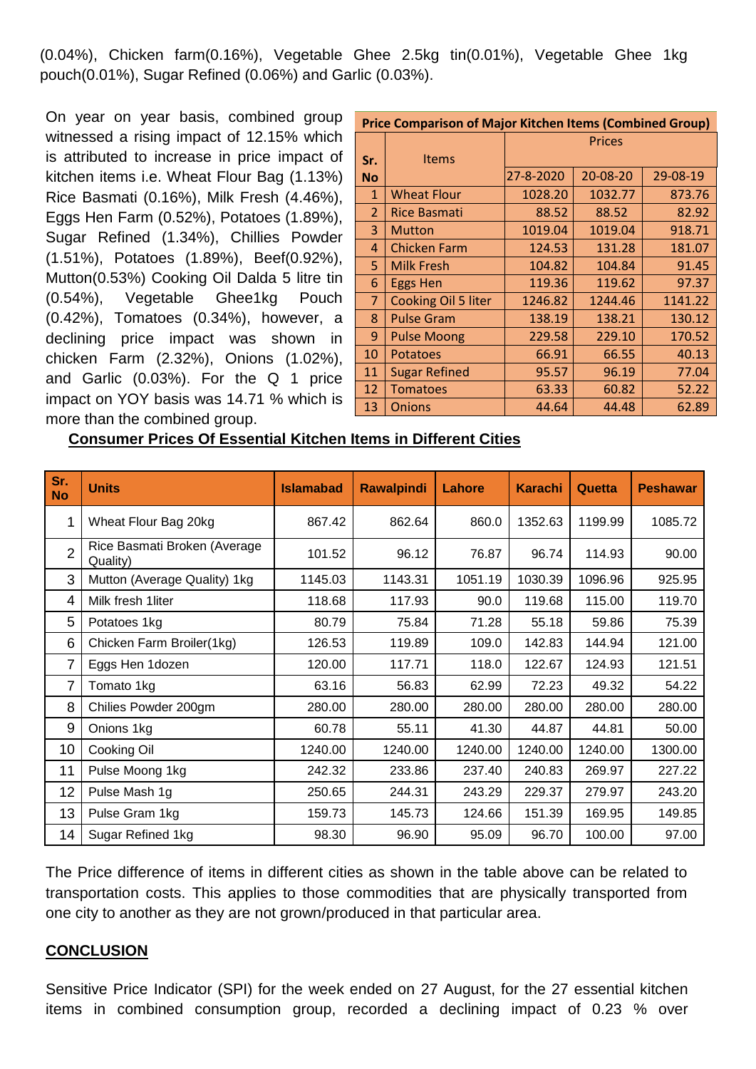(0.04%), Chicken farm(0.16%), Vegetable Ghee 2.5kg tin(0.01%), Vegetable Ghee 1kg pouch(0.01%), Sugar Refined (0.06%) and Garlic (0.03%).

On year on year basis, combined group witnessed a rising impact of 12.15% which is attributed to increase in price impact of kitchen items i.e. Wheat Flour Bag (1.13%) Rice Basmati (0.16%), Milk Fresh (4.46%), Eggs Hen Farm (0.52%), Potatoes (1.89%), Sugar Refined (1.34%), Chillies Powder (1.51%), Potatoes (1.89%), Beef(0.92%), Mutton(0.53%) Cooking Oil Dalda 5 litre tin (0.54%), Vegetable Ghee1kg Pouch (0.42%), Tomatoes (0.34%), however, a declining price impact was shown in chicken Farm (2.32%), Onions (1.02%), and Garlic (0.03%). For the Q 1 price impact on YOY basis was 14.71 % which is more than the combined group.

**Price Comparison of Major Kitchen Items (Combined Group)**

| Sr. No | Items | Prices | | |
|---|---|---|---|---|
| | | 27-8-2020 | 20-08-20 | 29-08-19 |
| 1 | Wheat Flour | 1028.20 | 1032.77 | 873.76 |
| 2 | Rice Basmati | 88.52 | 88.52 | 82.92 |
| 3 | Mutton | 1019.04 | 1019.04 | 918.71 |
| 4 | Chicken Farm | 124.53 | 131.28 | 181.07 |
| 5 | Milk Fresh | 104.82 | 104.84 | 91.45 |
| 6 | Eggs Hen | 119.36 | 119.62 | 97.37 |
| 7 | Cooking Oil 5 liter | 1246.82 | 1244.46 | 1141.22 |
| 8 | Pulse Gram | 138.19 | 138.21 | 130.12 |
| 9 | Pulse Moong | 229.58 | 229.10 | 170.52 |
| 10 | Potatoes | 66.91 | 66.55 | 40.13 |
| 11 | Sugar Refined | 95.57 | 96.19 | 77.04 |
| 12 | Tomatoes | 63.33 | 60.82 | 52.22 |
| 13 | Onions | 44.64 | 44.48 | 62.89 |

**<u>Consumer Prices Of Essential Kitchen Items in Different Cities</u>**

| Sr. No | Units | Islamabad | Rawalpindi | Lahore | Karachi | Quetta | Peshawar |
|---|---|---|---|---|---|---|---|
| 1 | Wheat Flour Bag 20kg | 867.42 | 862.64 | 860.0 | 1352.63 | 1199.99 | 1085.72 |
| 2 | Rice Basmati Broken (Average Quality) | 101.52 | 96.12 | 76.87 | 96.74 | 114.93 | 90.00 |
| 3 | Mutton (Average Quality) 1kg | 1145.03 | 1143.31 | 1051.19 | 1030.39 | 1096.96 | 925.95 |
| 4 | Milk fresh 1liter | 118.68 | 117.93 | 90.0 | 119.68 | 115.00 | 119.70 |
| 5 | Potatoes 1kg | 80.79 | 75.84 | 71.28 | 55.18 | 59.86 | 75.39 |
| 6 | Chicken Farm Broiler(1kg) | 126.53 | 119.89 | 109.0 | 142.83 | 144.94 | 121.00 |
| 7 | Eggs Hen 1dozen | 120.00 | 117.71 | 118.0 | 122.67 | 124.93 | 121.51 |
| 7 | Tomato 1kg | 63.16 | 56.83 | 62.99 | 72.23 | 49.32 | 54.22 |
| 8 | Chilies Powder 200gm | 280.00 | 280.00 | 280.00 | 280.00 | 280.00 | 280.00 |
| 9 | Onions 1kg | 60.78 | 55.11 | 41.30 | 44.87 | 44.81 | 50.00 |
| 10 | Cooking Oil | 1240.00 | 1240.00 | 1240.00 | 1240.00 | 1240.00 | 1300.00 |
| 11 | Pulse Moong 1kg | 242.32 | 233.86 | 237.40 | 240.83 | 269.97 | 227.22 |
| 12 | Pulse Mash 1g | 250.65 | 244.31 | 243.29 | 229.37 | 279.97 | 243.20 |
| 13 | Pulse Gram 1kg | 159.73 | 145.73 | 124.66 | 151.39 | 169.95 | 149.85 |
| 14 | Sugar Refined 1kg | 98.30 | 96.90 | 95.09 | 96.70 | 100.00 | 97.00 |

The Price difference of items in different cities as shown in the table above can be related to transportation costs. This applies to those commodities that are physically transported from one city to another as they are not grown/produced in that particular area.

## <u>CONCLUSION</u>

Sensitive Price Indicator (SPI) for the week ended on 27 August, for the 27 essential kitchen items in combined consumption group, recorded a declining impact of 0.23 % over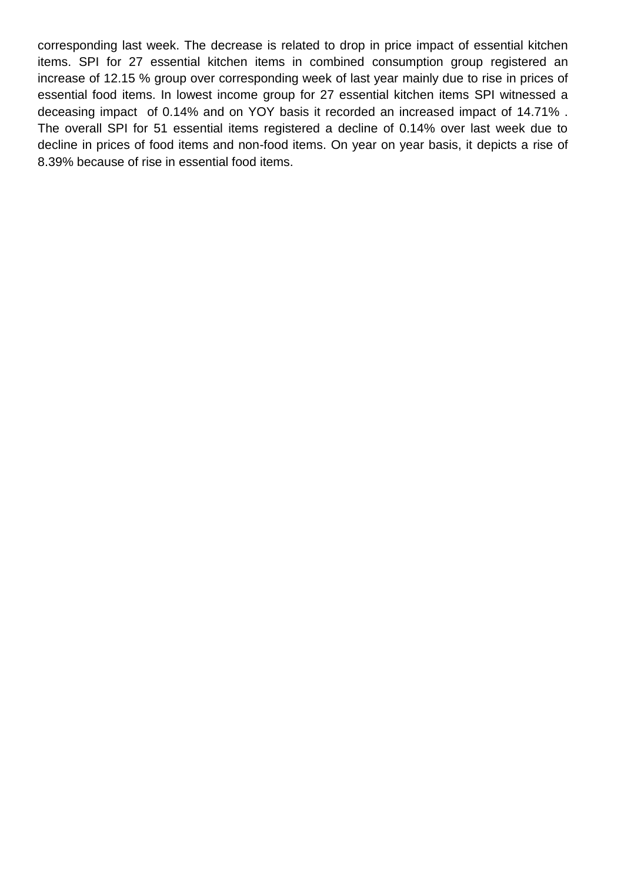corresponding last week. The decrease is related to drop in price impact of essential kitchen items. SPI for 27 essential kitchen items in combined consumption group registered an increase of 12.15 % group over corresponding week of last year mainly due to rise in prices of essential food items. In lowest income group for 27 essential kitchen items SPI witnessed a deceasing impact of 0.14% and on YOY basis it recorded an increased impact of 14.71% . The overall SPI for 51 essential items registered a decline of 0.14% over last week due to decline in prices of food items and non-food items. On year on year basis, it depicts a rise of 8.39% because of rise in essential food items.